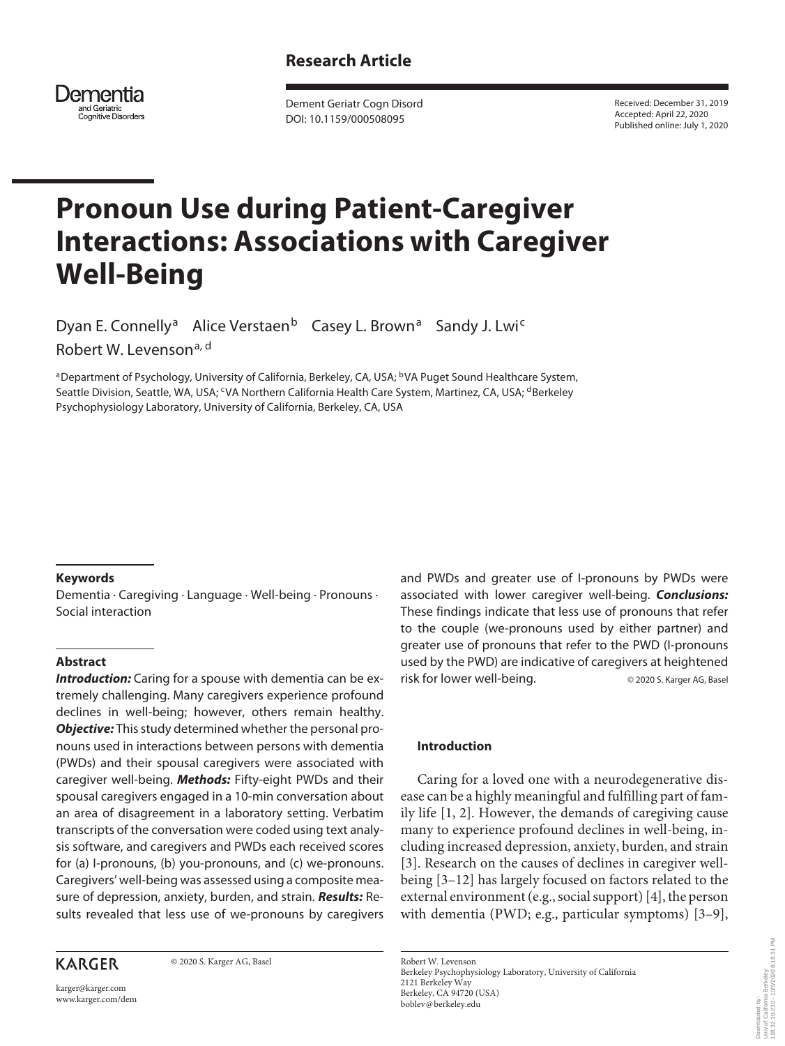**Research Article**

Dement Geriatr Cogn Disord
DOI: 10.1159/000508095

Received: December 31, 2019
Accepted: April 22, 2020
Published online: July 1, 2020

# Pronoun Use during Patient-Caregiver Interactions: Associations with Caregiver Well-Being

Dyan E. Connelly[a] Alice Verstaen[b] Casey L. Brown[a] Sandy J. Lwi[c] Robert W. Levenson[a, d]

[a]Department of Psychology, University of California, Berkeley, CA, USA; [b]VA Puget Sound Healthcare System, Seattle Division, Seattle, WA, USA; [c]VA Northern California Health Care System, Martinez, CA, USA; [d]Berkeley Psychophysiology Laboratory, University of California, Berkeley, CA, USA

#### Keywords

Dementia · Caregiving · Language · Well-being · Pronouns · Social interaction

#### Abstract

***Introduction:*** Caring for a spouse with dementia can be extremely challenging. Many caregivers experience profound declines in well-being; however, others remain healthy. ***Objective:*** This study determined whether the personal pronouns used in interactions between persons with dementia (PWDs) and their spousal caregivers were associated with caregiver well-being. ***Methods:*** Fifty-eight PWDs and their spousal caregivers engaged in a 10-min conversation about an area of disagreement in a laboratory setting. Verbatim transcripts of the conversation were coded using text analysis software, and caregivers and PWDs each received scores for (a) I-pronouns, (b) you-pronouns, and (c) we-pronouns. Caregivers' well-being was assessed using a composite measure of depression, anxiety, burden, and strain. ***Results:*** Results revealed that less use of we-pronouns by caregivers and PWDs and greater use of I-pronouns by PWDs were associated with lower caregiver well-being. ***Conclusions:*** These findings indicate that less use of pronouns that refer to the couple (we-pronouns used by either partner) and greater use of pronouns that refer to the PWD (I-pronouns used by the PWD) are indicative of caregivers at heightened risk for lower well-being. © 2020 S. Karger AG, Basel

#### Introduction

Caring for a loved one with a neurodegenerative disease can be a highly meaningful and fulfilling part of family life [1, 2]. However, the demands of caregiving cause many to experience profound declines in well-being, including increased depression, anxiety, burden, and strain [3]. Research on the causes of declines in caregiver well-being [3–12] has largely focused on factors related to the external environment (e.g., social support) [4], the person with dementia (PWD; e.g., particular symptoms) [3–9],

KARGER

© 2020 S. Karger AG, Basel

karger@karger.com
www.karger.com/dem

Robert W. Levenson
Berkeley Psychophysiology Laboratory, University of California
2121 Berkeley Way
Berkeley, CA 94720 (USA)
boblev@berkeley.edu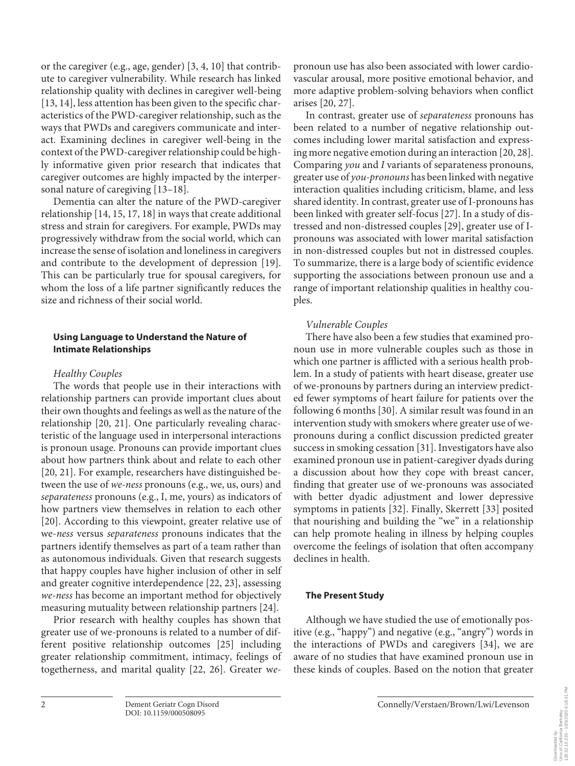or the caregiver (e.g., age, gender) [3, 4, 10] that contribute to caregiver vulnerability. While research has linked relationship quality with declines in caregiver well-being [13, 14], less attention has been given to the specific characteristics of the PWD-caregiver relationship, such as the ways that PWDs and caregivers communicate and interact. Examining declines in caregiver well-being in the context of the PWD-caregiver relationship could be highly informative given prior research that indicates that caregiver outcomes are highly impacted by the interpersonal nature of caregiving [13–18].

Dementia can alter the nature of the PWD-caregiver relationship [14, 15, 17, 18] in ways that create additional stress and strain for caregivers. For example, PWDs may progressively withdraw from the social world, which can increase the sense of isolation and loneliness in caregivers and contribute to the development of depression [19]. This can be particularly true for spousal caregivers, for whom the loss of a life partner significantly reduces the size and richness of their social world.

### Using Language to Understand the Nature of Intimate Relationships

*Healthy Couples*

The words that people use in their interactions with relationship partners can provide important clues about their own thoughts and feelings as well as the nature of the relationship [20, 21]. One particularly revealing characteristic of the language used in interpersonal interactions is pronoun usage. Pronouns can provide important clues about how partners think about and relate to each other [20, 21]. For example, researchers have distinguished between the use of *we-ness* pronouns (e.g., we, us, ours) and *separateness* pronouns (e.g., I, me, yours) as indicators of how partners view themselves in relation to each other [20]. According to this viewpoint, greater relative use of we-*ness* versus *separateness* pronouns indicates that the partners identify themselves as part of a team rather than as autonomous individuals. Given that research suggests that happy couples have higher inclusion of other in self and greater cognitive interdependence [22, 23], assessing *we-ness* has become an important method for objectively measuring mutuality between relationship partners [24].

Prior research with healthy couples has shown that greater use of we-pronouns is related to a number of different positive relationship outcomes [25] including greater relationship commitment, intimacy, feelings of togetherness, and marital quality [22, 26]. Greater we-pronoun use has also been associated with lower cardiovascular arousal, more positive emotional behavior, and more adaptive problem-solving behaviors when conflict arises [20, 27].

In contrast, greater use of *separateness* pronouns has been related to a number of negative relationship outcomes including lower marital satisfaction and expressing more negative emotion during an interaction [20, 28]. Comparing *you* and *I* variants of separateness pronouns, greater use of *you-pronouns* has been linked with negative interaction qualities including criticism, blame, and less shared identity. In contrast, greater use of I-pronouns has been linked with greater self-focus [27]. In a study of distressed and non-distressed couples [29], greater use of I-pronouns was associated with lower marital satisfaction in non-distressed couples but not in distressed couples. To summarize, there is a large body of scientific evidence supporting the associations between pronoun use and a range of important relationship qualities in healthy couples.

*Vulnerable Couples*

There have also been a few studies that examined pronoun use in more vulnerable couples such as those in which one partner is afflicted with a serious health problem. In a study of patients with heart disease, greater use of we-pronouns by partners during an interview predicted fewer symptoms of heart failure for patients over the following 6 months [30]. A similar result was found in an intervention study with smokers where greater use of we-pronouns during a conflict discussion predicted greater success in smoking cessation [31]. Investigators have also examined pronoun use in patient-caregiver dyads during a discussion about how they cope with breast cancer, finding that greater use of we-pronouns was associated with better dyadic adjustment and lower depressive symptoms in patients [32]. Finally, Skerrett [33] posited that nourishing and building the "we" in a relationship can help promote healing in illness by helping couples overcome the feelings of isolation that often accompany declines in health.

### The Present Study

Although we have studied the use of emotionally positive (e.g., "happy") and negative (e.g., "angry") words in the interactions of PWDs and caregivers [34], we are aware of no studies that have examined pronoun use in these kinds of couples. Based on the notion that greater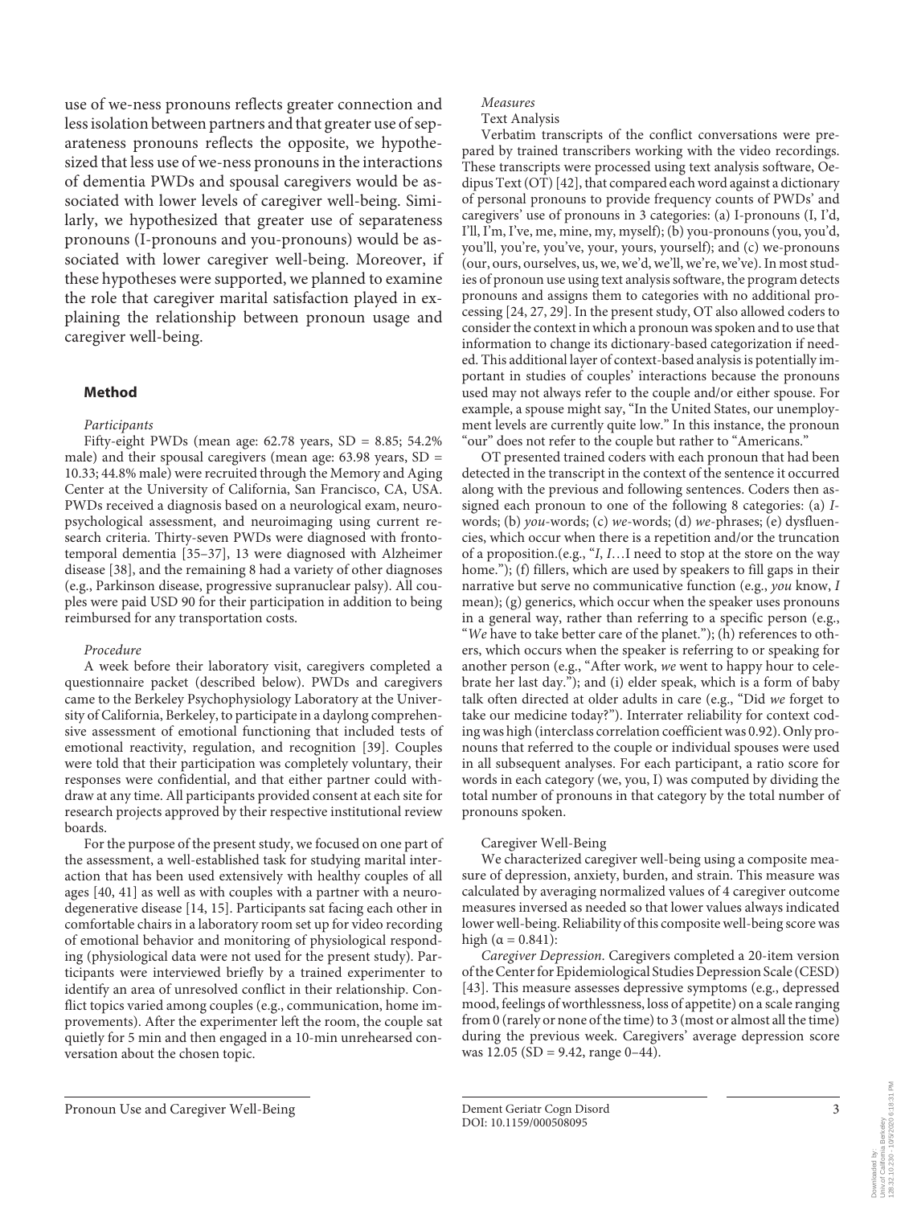use of we-ness pronouns reflects greater connection and less isolation between partners and that greater use of separateness pronouns reflects the opposite, we hypothesized that less use of we-ness pronouns in the interactions of dementia PWDs and spousal caregivers would be associated with lower levels of caregiver well-being. Similarly, we hypothesized that greater use of separateness pronouns (I-pronouns and you-pronouns) would be associated with lower caregiver well-being. Moreover, if these hypotheses were supported, we planned to examine the role that caregiver marital satisfaction played in explaining the relationship between pronoun usage and caregiver well-being.

## Method

### *Participants*

Fifty-eight PWDs (mean age: 62.78 years, SD = 8.85; 54.2% male) and their spousal caregivers (mean age: 63.98 years, SD = 10.33; 44.8% male) were recruited through the Memory and Aging Center at the University of California, San Francisco, CA, USA. PWDs received a diagnosis based on a neurological exam, neuropsychological assessment, and neuroimaging using current research criteria. Thirty-seven PWDs were diagnosed with frontotemporal dementia [35–37], 13 were diagnosed with Alzheimer disease [38], and the remaining 8 had a variety of other diagnoses (e.g., Parkinson disease, progressive supranuclear palsy). All couples were paid USD 90 for their participation in addition to being reimbursed for any transportation costs.

### *Procedure*

A week before their laboratory visit, caregivers completed a questionnaire packet (described below). PWDs and caregivers came to the Berkeley Psychophysiology Laboratory at the University of California, Berkeley, to participate in a daylong comprehensive assessment of emotional functioning that included tests of emotional reactivity, regulation, and recognition [39]. Couples were told that their participation was completely voluntary, their responses were confidential, and that either partner could withdraw at any time. All participants provided consent at each site for research projects approved by their respective institutional review boards.

For the purpose of the present study, we focused on one part of the assessment, a well-established task for studying marital interaction that has been used extensively with healthy couples of all ages [40, 41] as well as with couples with a partner with a neurodegenerative disease [14, 15]. Participants sat facing each other in comfortable chairs in a laboratory room set up for video recording of emotional behavior and monitoring of physiological responding (physiological data were not used for the present study). Participants were interviewed briefly by a trained experimenter to identify an area of unresolved conflict in their relationship. Conflict topics varied among couples (e.g., communication, home improvements). After the experimenter left the room, the couple sat quietly for 5 min and then engaged in a 10-min unrehearsed conversation about the chosen topic.

### *Measures*

#### Text Analysis

Verbatim transcripts of the conflict conversations were prepared by trained transcribers working with the video recordings. These transcripts were processed using text analysis software, Oedipus Text (OT) [42], that compared each word against a dictionary of personal pronouns to provide frequency counts of PWDs' and caregivers' use of pronouns in 3 categories: (a) I-pronouns (I, I'd, I'll, I'm, I've, me, mine, my, myself); (b) you-pronouns (you, you'd, you'll, you're, you've, your, yours, yourself); and (c) we-pronouns (our, ours, ourselves, us, we, we'd, we'll, we're, we've). In most studies of pronoun use using text analysis software, the program detects pronouns and assigns them to categories with no additional processing [24, 27, 29]. In the present study, OT also allowed coders to consider the context in which a pronoun was spoken and to use that information to change its dictionary-based categorization if needed. This additional layer of context-based analysis is potentially important in studies of couples' interactions because the pronouns used may not always refer to the couple and/or either spouse. For example, a spouse might say, "In the United States, our unemployment levels are currently quite low." In this instance, the pronoun "our" does not refer to the couple but rather to "Americans."

OT presented trained coders with each pronoun that had been detected in the transcript in the context of the sentence it occurred along with the previous and following sentences. Coders then assigned each pronoun to one of the following 8 categories: (a) *I*-words; (b) *you*-words; (c) *we*-words; (d) *we*-phrases; (e) dysfluencies, which occur when there is a repetition and/or the truncation of a proposition.(e.g., "*I*, *I*…I need to stop at the store on the way home."); (f) fillers, which are used by speakers to fill gaps in their narrative but serve no communicative function (e.g., *you* know, *I* mean); (g) generics, which occur when the speaker uses pronouns in a general way, rather than referring to a specific person (e.g., "*We* have to take better care of the planet."); (h) references to others, which occurs when the speaker is referring to or speaking for another person (e.g., "After work, *we* went to happy hour to celebrate her last day."); and (i) elder speak, which is a form of baby talk often directed at older adults in care (e.g., "Did *we* forget to take our medicine today?"). Interrater reliability for context coding was high (interclass correlation coefficient was 0.92). Only pronouns that referred to the couple or individual spouses were used in all subsequent analyses. For each participant, a ratio score for words in each category (we, you, I) was computed by dividing the total number of pronouns in that category by the total number of pronouns spoken.

#### Caregiver Well-Being

We characterized caregiver well-being using a composite measure of depression, anxiety, burden, and strain. This measure was calculated by averaging normalized values of 4 caregiver outcome measures inversed as needed so that lower values always indicated lower well-being. Reliability of this composite well-being score was high ($\alpha = 0.841$):

*Caregiver Depression*. Caregivers completed a 20-item version of the Center for Epidemiological Studies Depression Scale (CESD) [43]. This measure assesses depressive symptoms (e.g., depressed mood, feelings of worthlessness, loss of appetite) on a scale ranging from 0 (rarely or none of the time) to 3 (most or almost all the time) during the previous week. Caregivers' average depression score was 12.05 (SD = 9.42, range 0–44).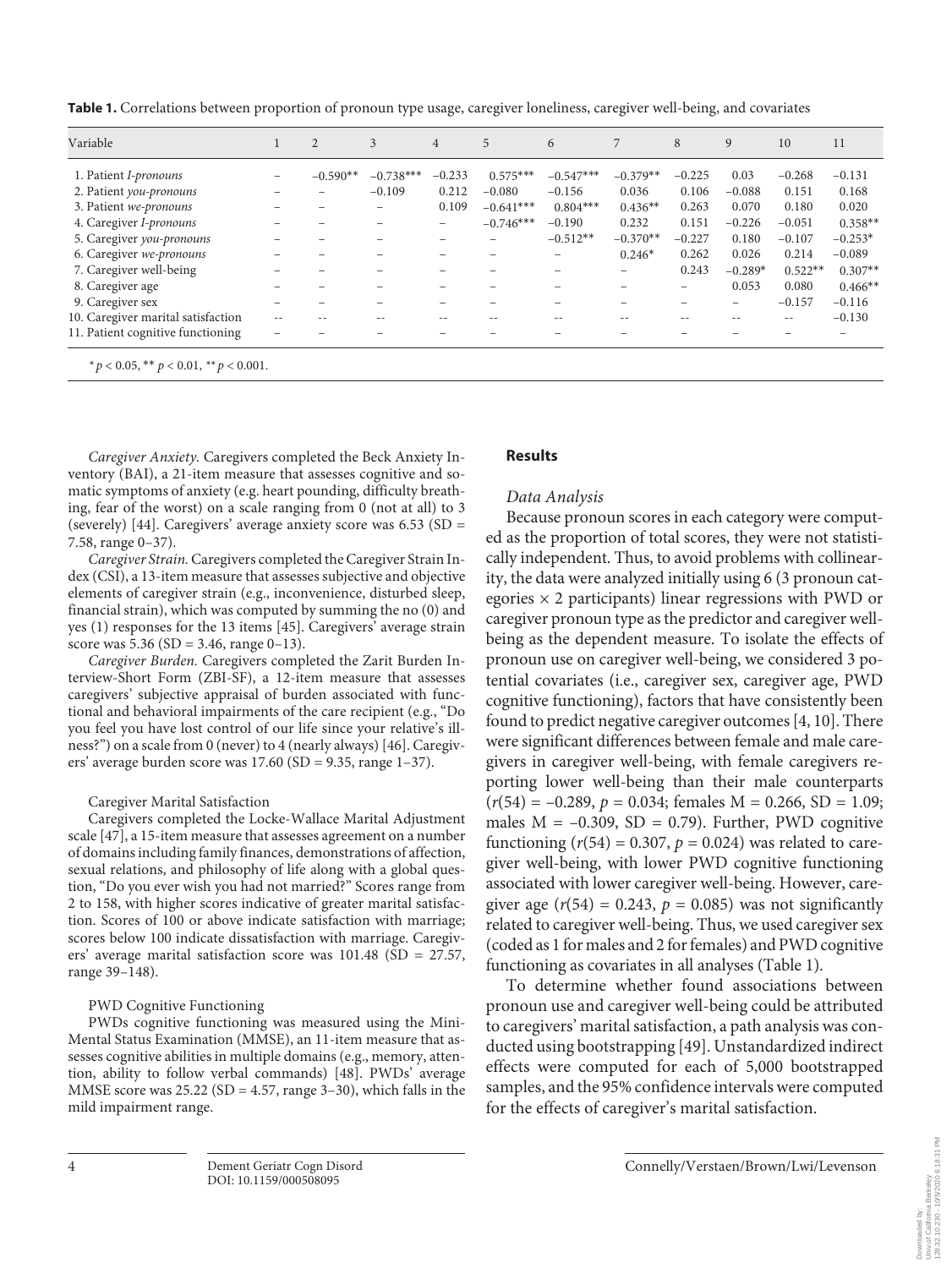**Table 1.** Correlations between proportion of pronoun type usage, caregiver loneliness, caregiver well-being, and covariates

| Variable | 1 | 2 | 3 | 4 | 5 | 6 | 7 | 8 | 9 | 10 | 11 |
|---|---|---|---|---|---|---|---|---|---|---|---|
| 1. Patient *I-pronouns* | – | −0.590** | −0.738*** | −0.233 | 0.575*** | −0.547*** | −0.379** | −0.225 | 0.03 | −0.268 | −0.131 |
| 2. Patient *you-pronouns* | – | – | −0.109 | 0.212 | −0.080 | −0.156 | 0.036 | 0.106 | −0.088 | 0.151 | 0.168 |
| 3. Patient *we-pronouns* | – | – | – | 0.109 | −0.641*** | 0.804*** | 0.436** | 0.263 | 0.070 | 0.180 | 0.020 |
| 4. Caregiver *I-pronouns* | – | – | – | – | −0.746*** | −0.190 | 0.232 | 0.151 | −0.226 | −0.051 | 0.358** |
| 5. Caregiver *you-pronouns* | – | – | – | – | – | −0.512** | −0.370** | −0.227 | 0.180 | −0.107 | −0.253* |
| 6. Caregiver *we-pronouns* | – | – | – | – | – | – | 0.246* | 0.262 | 0.026 | 0.214 | −0.089 |
| 7. Caregiver well-being | – | – | – | – | – | – | – | 0.243 | −0.289* | 0.522** | 0.307** |
| 8. Caregiver age | – | – | – | – | – | – | – | – | 0.053 | 0.080 | 0.466** |
| 9. Caregiver sex | – | – | – | – | – | – | – | – | – | −0.157 | −0.116 |
| 10. Caregiver marital satisfaction | -- | -- | -- | -- | -- | -- | -- | -- | -- | -- | −0.130 |
| 11. Patient cognitive functioning | – | – | – | – | – | – | – | – | – | – | – |

* $p < 0.05$, ** $p < 0.01$, ** $p < 0.001$.

*Caregiver Anxiety.* Caregivers completed the Beck Anxiety Inventory (BAI), a 21-item measure that assesses cognitive and somatic symptoms of anxiety (e.g. heart pounding, difficulty breathing, fear of the worst) on a scale ranging from 0 (not at all) to 3 (severely) [44]. Caregivers' average anxiety score was 6.53 (SD = 7.58, range 0–37).

*Caregiver Strain.* Caregivers completed the Caregiver Strain Index (CSI), a 13-item measure that assesses subjective and objective elements of caregiver strain (e.g., inconvenience, disturbed sleep, financial strain), which was computed by summing the no (0) and yes (1) responses for the 13 items [45]. Caregivers' average strain score was 5.36 (SD = 3.46, range 0–13).

*Caregiver Burden.* Caregivers completed the Zarit Burden Interview-Short Form (ZBI-SF), a 12-item measure that assesses caregivers' subjective appraisal of burden associated with functional and behavioral impairments of the care recipient (e.g., "Do you feel you have lost control of our life since your relative's illness?") on a scale from 0 (never) to 4 (nearly always) [46]. Caregivers' average burden score was 17.60 (SD = 9.35, range 1–37).

Caregiver Marital Satisfaction

Caregivers completed the Locke-Wallace Marital Adjustment scale [47], a 15-item measure that assesses agreement on a number of domains including family finances, demonstrations of affection, sexual relations, and philosophy of life along with a global question, "Do you ever wish you had not married?" Scores range from 2 to 158, with higher scores indicative of greater marital satisfaction. Scores of 100 or above indicate satisfaction with marriage; scores below 100 indicate dissatisfaction with marriage. Caregivers' average marital satisfaction score was 101.48 (SD = 27.57, range 39–148).

PWD Cognitive Functioning

PWDs cognitive functioning was measured using the Mini-Mental Status Examination (MMSE), an 11-item measure that assesses cognitive abilities in multiple domains (e.g., memory, attention, ability to follow verbal commands) [48]. PWDs' average MMSE score was 25.22 (SD = 4.57, range 3–30), which falls in the mild impairment range.

## Results

### *Data Analysis*

Because pronoun scores in each category were computed as the proportion of total scores, they were not statistically independent. Thus, to avoid problems with collinearity, the data were analyzed initially using 6 (3 pronoun categories × 2 participants) linear regressions with PWD or caregiver pronoun type as the predictor and caregiver well-being as the dependent measure. To isolate the effects of pronoun use on caregiver well-being, we considered 3 potential covariates (i.e., caregiver sex, caregiver age, PWD cognitive functioning), factors that have consistently been found to predict negative caregiver outcomes [4, 10]. There were significant differences between female and male caregivers in caregiver well-being, with female caregivers reporting lower well-being than their male counterparts ($r(54) = -0.289$, $p = 0.034$; females M = 0.266, SD = 1.09; males M = –0.309, SD = 0.79). Further, PWD cognitive functioning ($r(54) = 0.307$, $p = 0.024$) was related to caregiver well-being, with lower PWD cognitive functioning associated with lower caregiver well-being. However, caregiver age ($r(54) = 0.243$, $p = 0.085$) was not significantly related to caregiver well-being. Thus, we used caregiver sex (coded as 1 for males and 2 for females) and PWD cognitive functioning as covariates in all analyses (Table 1).

To determine whether found associations between pronoun use and caregiver well-being could be attributed to caregivers' marital satisfaction, a path analysis was conducted using bootstrapping [49]. Unstandardized indirect effects were computed for each of 5,000 bootstrapped samples, and the 95% confidence intervals were computed for the effects of caregiver's marital satisfaction.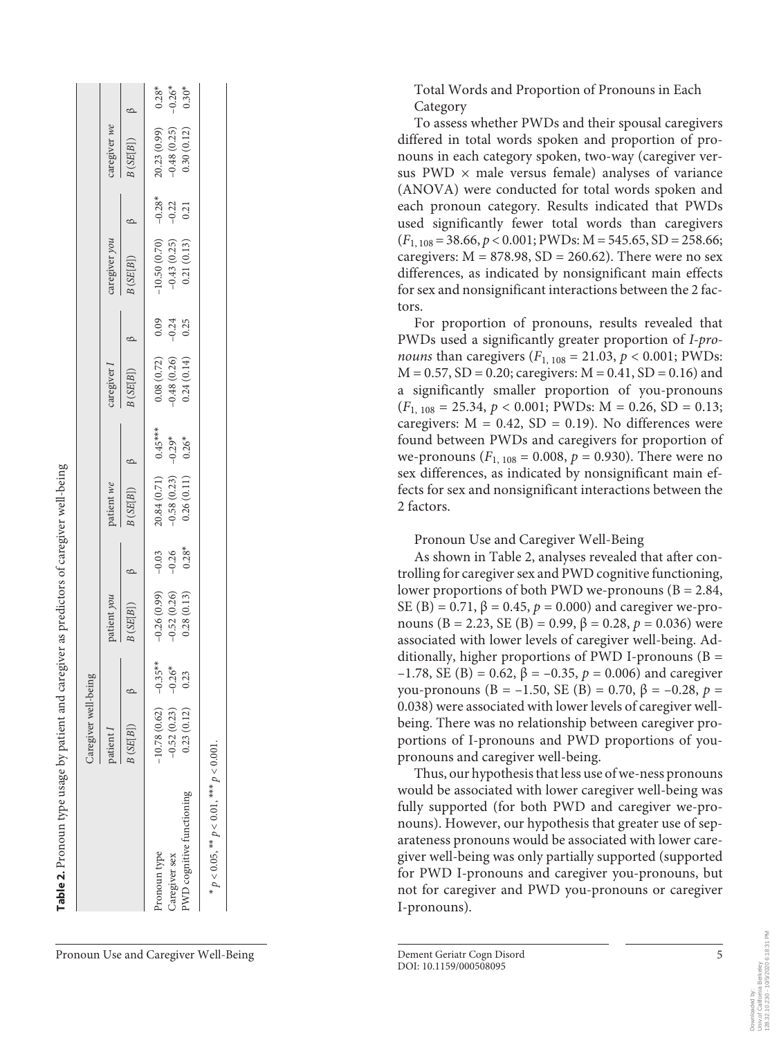**Table 2.** Pronoun type usage by patient and caregiver as predictors of caregiver well-being

| | Caregiver well-being | | | | | | | | | | | |
|---|---|---|---|---|---|---|---|---|---|---|---|---|
| | patient *I* | | patient *you* | | patient *we* | | caregiver *I* | | caregiver *you* | | caregiver *we* | |
| | *B* (*SE*[*B*]) | β | *B* (*SE*[*B*]) | β | *B* (*SE*[*B*]) | β | *B* (*SE*[*B*]) | β | *B* (*SE*[*B*]) | β | *B* (*SE*[*B*]) | β |
| Pronoun type | –10.78 (0.62) | –0.35** | –0.26 (0.99) | –0.03 | 20.84 (0.71) | 0.45*** | 0.08 (0.72) | 0.09 | –10.50 (0.70) | –0.28* | 20.23 (0.99) | 0.28* |
| Caregiver sex | –0.52 (0.23) | –0.26* | –0.52 (0.26) | –0.26 | –0.58 (0.23) | –0.29* | –0.48 (0.26) | –0.24 | –0.43 (0.25) | –0.22 | –0.48 (0.25) | –0.26* |
| PWD cognitive functioning | 0.23 (0.12) | 0.23 | 0.28 (0.13) | 0.28* | 0.26 (0.11) | 0.26* | 0.24 (0.14) | 0.25 | 0.21 (0.13) | 0.21 | 0.30 (0.12) | 0.30* |

* $p < 0.05$, ** $p < 0.01$, *** $p < 0.001$.

### Total Words and Proportion of Pronouns in Each Category

To assess whether PWDs and their spousal caregivers differed in total words spoken and proportion of pronouns in each category spoken, two-way (caregiver versus PWD × male versus female) analyses of variance (ANOVA) were conducted for total words spoken and each pronoun category. Results indicated that PWDs used significantly fewer total words than caregivers ($F_{1,108} = 38.66$, $p < 0.001$; PWDs: M = 545.65, SD = 258.66; caregivers: M = 878.98, SD = 260.62). There were no sex differences, as indicated by nonsignificant main effects for sex and nonsignificant interactions between the 2 factors.

For proportion of pronouns, results revealed that PWDs used a significantly greater proportion of *I-pronouns* than caregivers ($F_{1,108} = 21.03$, $p < 0.001$; PWDs: M = 0.57, SD = 0.20; caregivers: M = 0.41, SD = 0.16) and a significantly smaller proportion of you-pronouns ($F_{1,108} = 25.34$, $p < 0.001$; PWDs: M = 0.26, SD = 0.13; caregivers: M = 0.42, SD = 0.19). No differences were found between PWDs and caregivers for proportion of we-pronouns ($F_{1,108} = 0.008$, $p = 0.930$). There were no sex differences, as indicated by nonsignificant main effects for sex and nonsignificant interactions between the 2 factors.

### Pronoun Use and Caregiver Well-Being

As shown in Table 2, analyses revealed that after controlling for caregiver sex and PWD cognitive functioning, lower proportions of both PWD we-pronouns (B = 2.84, SE (B) = 0.71, β = 0.45, $p = 0.000$) and caregiver we-pronouns (B = 2.23, SE (B) = 0.99, β = 0.28, $p = 0.036$) were associated with lower levels of caregiver well-being. Additionally, higher proportions of PWD I-pronouns (B = –1.78, SE (B) = 0.62, β = –0.35, $p = 0.006$) and caregiver you-pronouns (B = –1.50, SE (B) = 0.70, β = –0.28, $p = 0.038$) were associated with lower levels of caregiver well-being. There was no relationship between caregiver proportions of I-pronouns and PWD proportions of you-pronouns and caregiver well-being.

Thus, our hypothesis that less use of we-ness pronouns would be associated with lower caregiver well-being was fully supported (for both PWD and caregiver we-pronouns). However, our hypothesis that greater use of separateness pronouns would be associated with lower caregiver well-being was only partially supported (supported for PWD I-pronouns and caregiver you-pronouns, but not for caregiver and PWD you-pronouns or caregiver I-pronouns).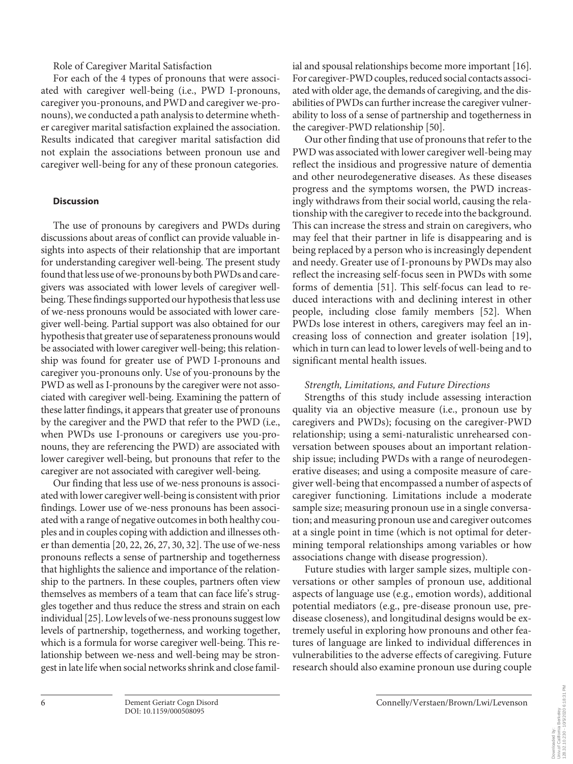Role of Caregiver Marital Satisfaction

For each of the 4 types of pronouns that were associated with caregiver well-being (i.e., PWD I-pronouns, caregiver you-pronouns, and PWD and caregiver we-pronouns), we conducted a path analysis to determine whether caregiver marital satisfaction explained the association. Results indicated that caregiver marital satisfaction did not explain the associations between pronoun use and caregiver well-being for any of these pronoun categories.

## Discussion

The use of pronouns by caregivers and PWDs during discussions about areas of conflict can provide valuable insights into aspects of their relationship that are important for understanding caregiver well-being. The present study found that less use of we-pronouns by both PWDs and caregivers was associated with lower levels of caregiver well-being. These findings supported our hypothesis that less use of we-ness pronouns would be associated with lower caregiver well-being. Partial support was also obtained for our hypothesis that greater use of separateness pronouns would be associated with lower caregiver well-being; this relationship was found for greater use of PWD I-pronouns and caregiver you-pronouns only. Use of you-pronouns by the PWD as well as I-pronouns by the caregiver were not associated with caregiver well-being. Examining the pattern of these latter findings, it appears that greater use of pronouns by the caregiver and the PWD that refer to the PWD (i.e., when PWDs use I-pronouns or caregivers use you-pronouns, they are referencing the PWD) are associated with lower caregiver well-being, but pronouns that refer to the caregiver are not associated with caregiver well-being.

Our finding that less use of we-ness pronouns is associated with lower caregiver well-being is consistent with prior findings. Lower use of we-ness pronouns has been associated with a range of negative outcomes in both healthy couples and in couples coping with addiction and illnesses other than dementia [20, 22, 26, 27, 30, 32]. The use of we-ness pronouns reflects a sense of partnership and togetherness that highlights the salience and importance of the relationship to the partners. In these couples, partners often view themselves as members of a team that can face life's struggles together and thus reduce the stress and strain on each individual [25]. Low levels of we-ness pronouns suggest low levels of partnership, togetherness, and working together, which is a formula for worse caregiver well-being. This relationship between we-ness and well-being may be strongest in late life when social networks shrink and close familial and spousal relationships become more important [16]. For caregiver-PWD couples, reduced social contacts associated with older age, the demands of caregiving, and the disabilities of PWDs can further increase the caregiver vulnerability to loss of a sense of partnership and togetherness in the caregiver-PWD relationship [50].

Our other finding that use of pronouns that refer to the PWD was associated with lower caregiver well-being may reflect the insidious and progressive nature of dementia and other neurodegenerative diseases. As these diseases progress and the symptoms worsen, the PWD increasingly withdraws from their social world, causing the relationship with the caregiver to recede into the background. This can increase the stress and strain on caregivers, who may feel that their partner in life is disappearing and is being replaced by a person who is increasingly dependent and needy. Greater use of I-pronouns by PWDs may also reflect the increasing self-focus seen in PWDs with some forms of dementia [51]. This self-focus can lead to reduced interactions with and declining interest in other people, including close family members [52]. When PWDs lose interest in others, caregivers may feel an increasing loss of connection and greater isolation [19], which in turn can lead to lower levels of well-being and to significant mental health issues.

*Strength, Limitations, and Future Directions*

Strengths of this study include assessing interaction quality via an objective measure (i.e., pronoun use by caregivers and PWDs); focusing on the caregiver-PWD relationship; using a semi-naturalistic unrehearsed conversation between spouses about an important relationship issue; including PWDs with a range of neurodegenerative diseases; and using a composite measure of caregiver well-being that encompassed a number of aspects of caregiver functioning. Limitations include a moderate sample size; measuring pronoun use in a single conversation; and measuring pronoun use and caregiver outcomes at a single point in time (which is not optimal for determining temporal relationships among variables or how associations change with disease progression).

Future studies with larger sample sizes, multiple conversations or other samples of pronoun use, additional aspects of language use (e.g., emotion words), additional potential mediators (e.g., pre-disease pronoun use, pre-disease closeness), and longitudinal designs would be extremely useful in exploring how pronouns and other features of language are linked to individual differences in vulnerabilities to the adverse effects of caregiving. Future research should also examine pronoun use during couple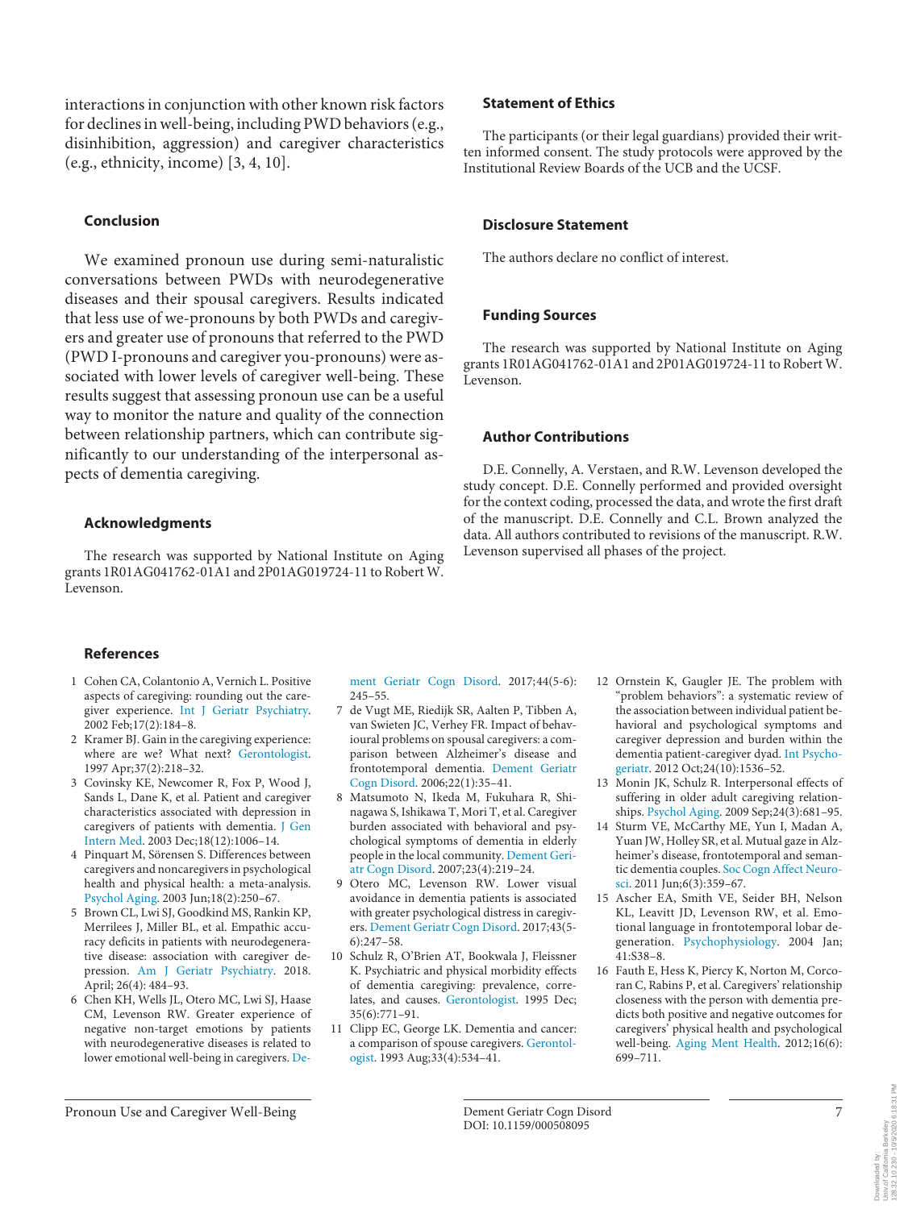interactions in conjunction with other known risk factors for declines in well-being, including PWD behaviors (e.g., disinhibition, aggression) and caregiver characteristics (e.g., ethnicity, income) [3, 4, 10].

## Conclusion

We examined pronoun use during semi-naturalistic conversations between PWDs with neurodegenerative diseases and their spousal caregivers. Results indicated that less use of we-pronouns by both PWDs and caregivers and greater use of pronouns that referred to the PWD (PWD I-pronouns and caregiver you-pronouns) were associated with lower levels of caregiver well-being. These results suggest that assessing pronoun use can be a useful way to monitor the nature and quality of the connection between relationship partners, which can contribute significantly to our understanding of the interpersonal aspects of dementia caregiving.

## Acknowledgments

The research was supported by National Institute on Aging grants 1R01AG041762-01A1 and 2P01AG019724-11 to Robert W. Levenson.

## Statement of Ethics

The participants (or their legal guardians) provided their written informed consent. The study protocols were approved by the Institutional Review Boards of the UCB and the UCSF.

## Disclosure Statement

The authors declare no conflict of interest.

## Funding Sources

The research was supported by National Institute on Aging grants 1R01AG041762-01A1 and 2P01AG019724-11 to Robert W. Levenson.

## Author Contributions

D.E. Connelly, A. Verstaen, and R.W. Levenson developed the study concept. D.E. Connelly performed and provided oversight for the context coding, processed the data, and wrote the first draft of the manuscript. D.E. Connelly and C.L. Brown analyzed the data. All authors contributed to revisions of the manuscript. R.W. Levenson supervised all phases of the project.

## References

1. Cohen CA, Colantonio A, Vernich L. Positive aspects of caregiving: rounding out the caregiver experience. Int J Geriatr Psychiatry. 2002 Feb;17(2):184–8.
2. Kramer BJ. Gain in the caregiving experience: where are we? What next? Gerontologist. 1997 Apr;37(2):218–32.
3. Covinsky KE, Newcomer R, Fox P, Wood J, Sands L, Dane K, et al. Patient and caregiver characteristics associated with depression in caregivers of patients with dementia. J Gen Intern Med. 2003 Dec;18(12):1006–14.
4. Pinquart M, Sörensen S. Differences between caregivers and noncaregivers in psychological health and physical health: a meta-analysis. Psychol Aging. 2003 Jun;18(2):250–67.
5. Brown CL, Lwi SJ, Goodkind MS, Rankin KP, Merrilees J, Miller BL, et al. Empathic accuracy deficits in patients with neurodegenerative disease: association with caregiver depression. Am J Geriatr Psychiatry. 2018. April; 26(4): 484–93.
6. Chen KH, Wells JL, Otero MC, Lwi SJ, Haase CM, Levenson RW. Greater experience of negative non-target emotions by patients with neurodegenerative diseases is related to lower emotional well-being in caregivers. Dement Geriatr Cogn Disord. 2017;44(5-6): 245–55.
7. de Vugt ME, Riedijk SR, Aalten P, Tibben A, van Swieten JC, Verhey FR. Impact of behavioural problems on spousal caregivers: a comparison between Alzheimer's disease and frontotemporal dementia. Dement Geriatr Cogn Disord. 2006;22(1):35–41.
8. Matsumoto N, Ikeda M, Fukuhara R, Shinagawa S, Ishikawa T, Mori T, et al. Caregiver burden associated with behavioral and psychological symptoms of dementia in elderly people in the local community. Dement Geriatr Cogn Disord. 2007;23(4):219–24.
9. Otero MC, Levenson RW. Lower visual avoidance in dementia patients is associated with greater psychological distress in caregivers. Dement Geriatr Cogn Disord. 2017;43(5-6):247–58.
10. Schulz R, O'Brien AT, Bookwala J, Fleissner K. Psychiatric and physical morbidity effects of dementia caregiving: prevalence, correlates, and causes. Gerontologist. 1995 Dec; 35(6):771–91.
11. Clipp EC, George LK. Dementia and cancer: a comparison of spouse caregivers. Gerontologist. 1993 Aug;33(4):534–41.
12. Ornstein K, Gaugler JE. The problem with "problem behaviors": a systematic review of the association between individual patient behavioral and psychological symptoms and caregiver depression and burden within the dementia patient-caregiver dyad. Int Psychogeriatr. 2012 Oct;24(10):1536–52.
13. Monin JK, Schulz R. Interpersonal effects of suffering in older adult caregiving relationships. Psychol Aging. 2009 Sep;24(3):681–95.
14. Sturm VE, McCarthy ME, Yun I, Madan A, Yuan JW, Holley SR, et al. Mutual gaze in Alzheimer's disease, frontotemporal and semantic dementia couples. Soc Cogn Affect Neurosci. 2011 Jun;6(3):359–67.
15. Ascher EA, Smith VE, Seider BH, Nelson KL, Leavitt JD, Levenson RW, et al. Emotional language in frontotemporal lobar degeneration. Psychophysiology. 2004 Jan; 41:S38–8.
16. Fauth E, Hess K, Piercy K, Norton M, Corcoran C, Rabins P, et al. Caregivers' relationship closeness with the person with dementia predicts both positive and negative outcomes for caregivers' physical health and psychological well-being. Aging Ment Health. 2012;16(6): 699–711.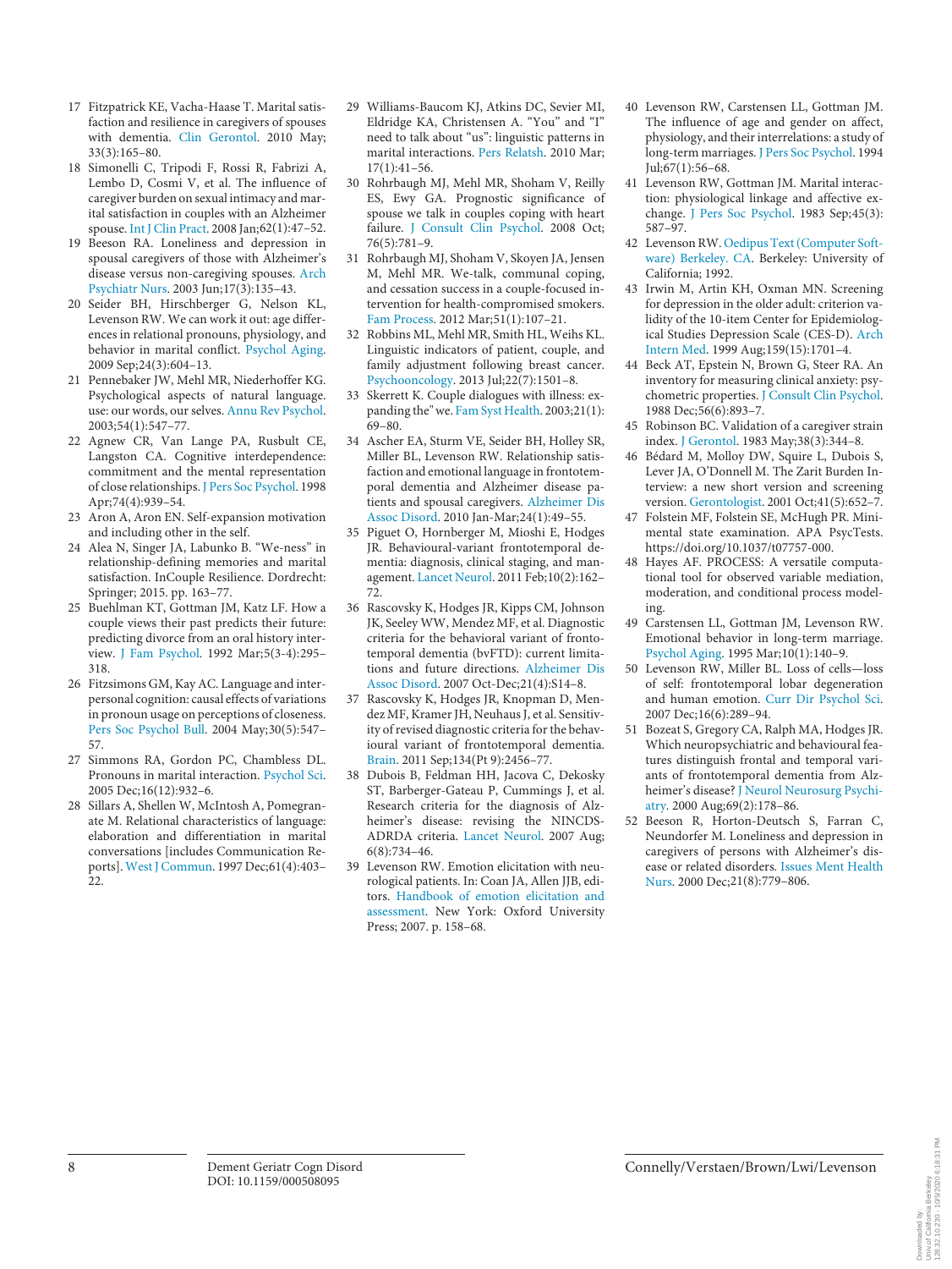17 Fitzpatrick KE, Vacha-Haase T. Marital satisfaction and resilience in caregivers of spouses with dementia. Clin Gerontol. 2010 May; 33(3):165–80.

18 Simonelli C, Tripodi F, Rossi R, Fabrizi A, Lembo D, Cosmi V, et al. The influence of caregiver burden on sexual intimacy and marital satisfaction in couples with an Alzheimer spouse. Int J Clin Pract. 2008 Jan;62(1):47–52.

19 Beeson RA. Loneliness and depression in spousal caregivers of those with Alzheimer's disease versus non-caregiving spouses. Arch Psychiatr Nurs. 2003 Jun;17(3):135–43.

20 Seider BH, Hirschberger G, Nelson KL, Levenson RW. We can work it out: age differences in relational pronouns, physiology, and behavior in marital conflict. Psychol Aging. 2009 Sep;24(3):604–13.

21 Pennebaker JW, Mehl MR, Niederhoffer KG. Psychological aspects of natural language. use: our words, our selves. Annu Rev Psychol. 2003;54(1):547–77.

22 Agnew CR, Van Lange PA, Rusbult CE, Langston CA. Cognitive interdependence: commitment and the mental representation of close relationships. J Pers Soc Psychol. 1998 Apr;74(4):939–54.

23 Aron A, Aron EN. Self-expansion motivation and including other in the self.

24 Alea N, Singer JA, Labunko B. "We-ness" in relationship-defining memories and marital satisfaction. InCouple Resilience. Dordrecht: Springer; 2015. pp. 163–77.

25 Buehlman KT, Gottman JM, Katz LF. How a couple views their past predicts their future: predicting divorce from an oral history interview. J Fam Psychol. 1992 Mar;5(3-4):295–318.

26 Fitzsimons GM, Kay AC. Language and interpersonal cognition: causal effects of variations in pronoun usage on perceptions of closeness. Pers Soc Psychol Bull. 2004 May;30(5):547–57.

27 Simmons RA, Gordon PC, Chambless DL. Pronouns in marital interaction. Psychol Sci. 2005 Dec;16(12):932–6.

28 Sillars A, Shellen W, McIntosh A, Pomegranate M. Relational characteristics of language: elaboration and differentiation in marital conversations [includes Communication Reports]. West J Commun. 1997 Dec;61(4):403–22.

29 Williams-Baucom KJ, Atkins DC, Sevier MI, Eldridge KA, Christensen A. "You" and "I" need to talk about "us": linguistic patterns in marital interactions. Pers Relatsh. 2010 Mar; 17(1):41–56.

30 Rohrbaugh MJ, Mehl MR, Shoham V, Reilly ES, Ewy GA. Prognostic significance of spouse we talk in couples coping with heart failure. J Consult Clin Psychol. 2008 Oct; 76(5):781–9.

31 Rohrbaugh MJ, Shoham V, Skoyen JA, Jensen M, Mehl MR. We-talk, communal coping, and cessation success in a couple-focused intervention for health-compromised smokers. Fam Process. 2012 Mar;51(1):107–21.

32 Robbins ML, Mehl MR, Smith HL, Weihs KL. Linguistic indicators of patient, couple, and family adjustment following breast cancer. Psychooncology. 2013 Jul;22(7):1501–8.

33 Skerrett K. Couple dialogues with illness: expanding the" we. Fam Syst Health. 2003;21(1): 69–80.

34 Ascher EA, Sturm VE, Seider BH, Holley SR, Miller BL, Levenson RW. Relationship satisfaction and emotional language in frontotemporal dementia and Alzheimer disease patients and spousal caregivers. Alzheimer Dis Assoc Disord. 2010 Jan-Mar;24(1):49–55.

35 Piguet O, Hornberger M, Mioshi E, Hodges JR. Behavioural-variant frontotemporal dementia: diagnosis, clinical staging, and management. Lancet Neurol. 2011 Feb;10(2):162–72.

36 Rascovsky K, Hodges JR, Kipps CM, Johnson JK, Seeley WW, Mendez MF, et al. Diagnostic criteria for the behavioral variant of frontotemporal dementia (bvFTD): current limitations and future directions. Alzheimer Dis Assoc Disord. 2007 Oct-Dec;21(4):S14–8.

37 Rascovsky K, Hodges JR, Knopman D, Mendez MF, Kramer JH, Neuhaus J, et al. Sensitivity of revised diagnostic criteria for the behavioural variant of frontotemporal dementia. Brain. 2011 Sep;134(Pt 9):2456–77.

38 Dubois B, Feldman HH, Jacova C, Dekosky ST, Barberger-Gateau P, Cummings J, et al. Research criteria for the diagnosis of Alzheimer's disease: revising the NINCDS-ADRDA criteria. Lancet Neurol. 2007 Aug; 6(8):734–46.

39 Levenson RW. Emotion elicitation with neurological patients. In: Coan JA, Allen JJB, editors. Handbook of emotion elicitation and assessment. New York: Oxford University Press; 2007. p. 158–68.

40 Levenson RW, Carstensen LL, Gottman JM. The influence of age and gender on affect, physiology, and their interrelations: a study of long-term marriages. J Pers Soc Psychol. 1994 Jul;67(1):56–68.

41 Levenson RW, Gottman JM. Marital interaction: physiological linkage and affective exchange. J Pers Soc Psychol. 1983 Sep;45(3): 587–97.

42 Levenson RW. Oedipus Text (Computer Software) Berkeley. CA. Berkeley: University of California; 1992.

43 Irwin M, Artin KH, Oxman MN. Screening for depression in the older adult: criterion validity of the 10-item Center for Epidemiological Studies Depression Scale (CES-D). Arch Intern Med. 1999 Aug;159(15):1701–4.

44 Beck AT, Epstein N, Brown G, Steer RA. An inventory for measuring clinical anxiety: psychometric properties. J Consult Clin Psychol. 1988 Dec;56(6):893–7.

45 Robinson BC. Validation of a caregiver strain index. J Gerontol. 1983 May;38(3):344–8.

46 Bédard M, Molloy DW, Squire L, Dubois S, Lever JA, O'Donnell M. The Zarit Burden Interview: a new short version and screening version. Gerontologist. 2001 Oct;41(5):652–7.

47 Folstein MF, Folstein SE, McHugh PR. Mini-mental state examination. APA PsycTests. https://doi.org/10.1037/t07757-000.

48 Hayes AF. PROCESS: A versatile computational tool for observed variable mediation, moderation, and conditional process modeling.

49 Carstensen LL, Gottman JM, Levenson RW. Emotional behavior in long-term marriage. Psychol Aging. 1995 Mar;10(1):140–9.

50 Levenson RW, Miller BL. Loss of cells—loss of self: frontotemporal lobar degeneration and human emotion. Curr Dir Psychol Sci. 2007 Dec;16(6):289–94.

51 Bozeat S, Gregory CA, Ralph MA, Hodges JR. Which neuropsychiatric and behavioural features distinguish frontal and temporal variants of frontotemporal dementia from Alzheimer's disease? J Neurol Neurosurg Psychiatry. 2000 Aug;69(2):178–86.

52 Beeson R, Horton-Deutsch S, Farran C, Neundorfer M. Loneliness and depression in caregivers of persons with Alzheimer's disease or related disorders. Issues Ment Health Nurs. 2000 Dec;21(8):779–806.